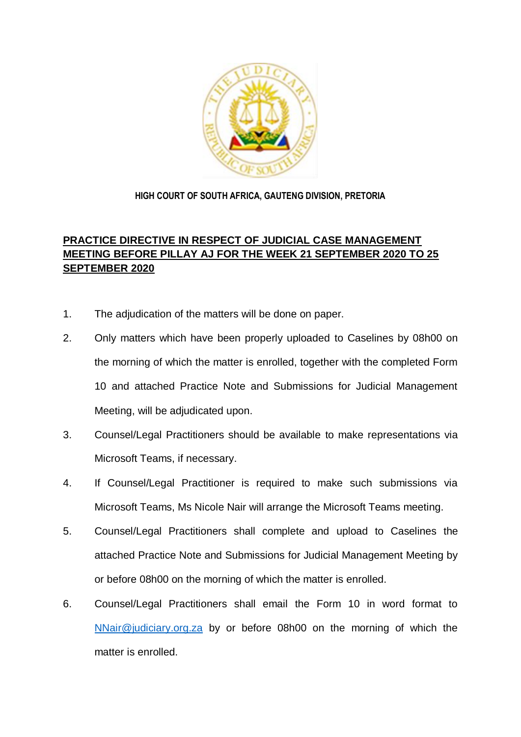**HIGH COURT OF SOUTH AFRICA, GAUTENG DIVISION, PRETORIA**

**PRACTICE DIRECTIVE IN RESPECT OF JUDICIAL CASE MANAGEMENT MEETING BEFORE PILLAY AJ FOR THE WEEK 21 SEPTEMBER 2020 TO 25 SEPTEMBER 2020**

1. The adjudication of the matters will be done on paper.
2. Only matters which have been properly uploaded to Caselines by 08h00 on the morning of which the matter is enrolled, together with the completed Form 10 and attached Practice Note and Submissions for Judicial Management Meeting, will be adjudicated upon.
3. Counsel/Legal Practitioners should be available to make representations via Microsoft Teams, if necessary.
4. If Counsel/Legal Practitioner is required to make such submissions via Microsoft Teams, Ms Nicole Nair will arrange the Microsoft Teams meeting.
5. Counsel/Legal Practitioners shall complete and upload to Caselines the attached Practice Note and Submissions for Judicial Management Meeting by or before 08h00 on the morning of which the matter is enrolled.
6. Counsel/Legal Practitioners shall email the Form 10 in word format to NNair@judiciary.org.za by or before 08h00 on the morning of which the matter is enrolled.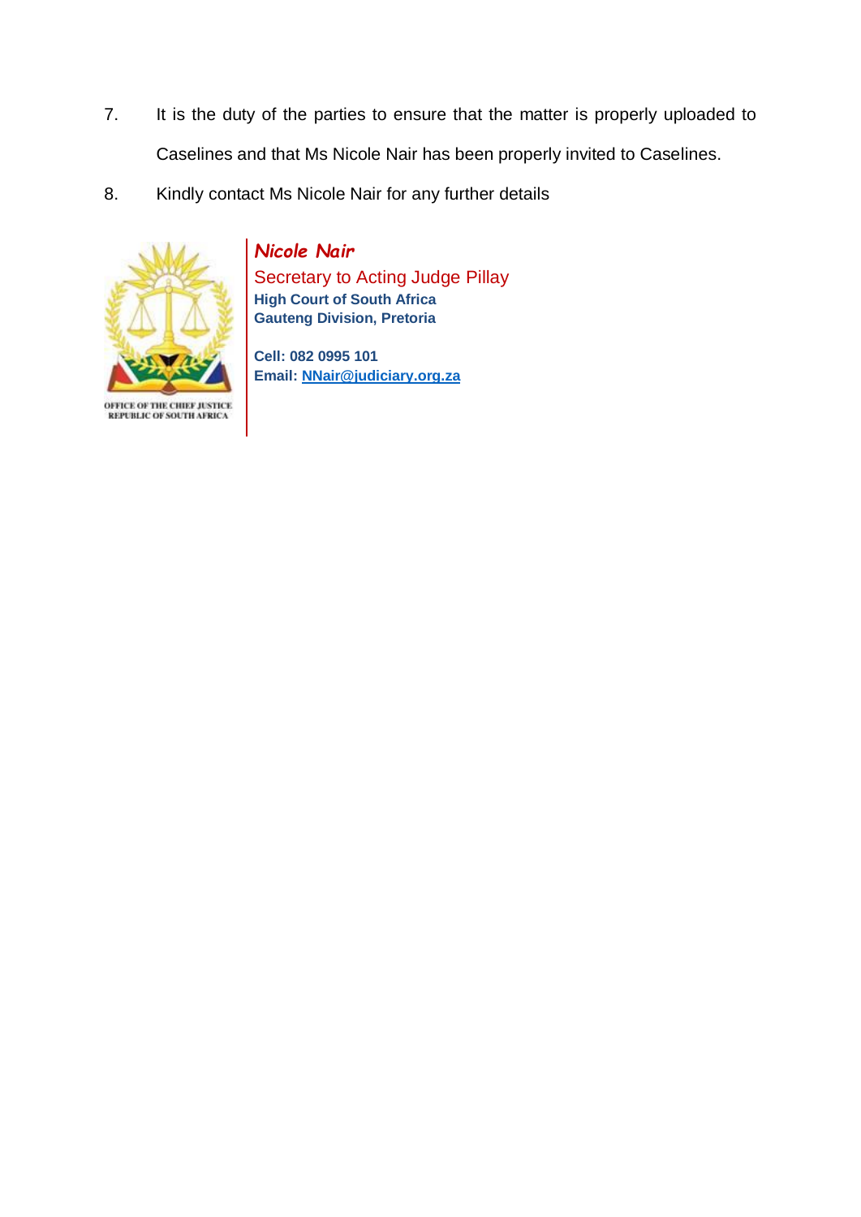7. It is the duty of the parties to ensure that the matter is properly uploaded to Caselines and that Ms Nicole Nair has been properly invited to Caselines.

8. Kindly contact Ms Nicole Nair for any further details

OFFICE OF THE CHIEF JUSTICE
REPUBLIC OF SOUTH AFRICA

***Nicole Nair***
Secretary to Acting Judge Pillay
**High Court of South Africa**
**Gauteng Division, Pretoria**

**Cell: 082 0995 101**
**Email: NNair@judiciary.org.za**